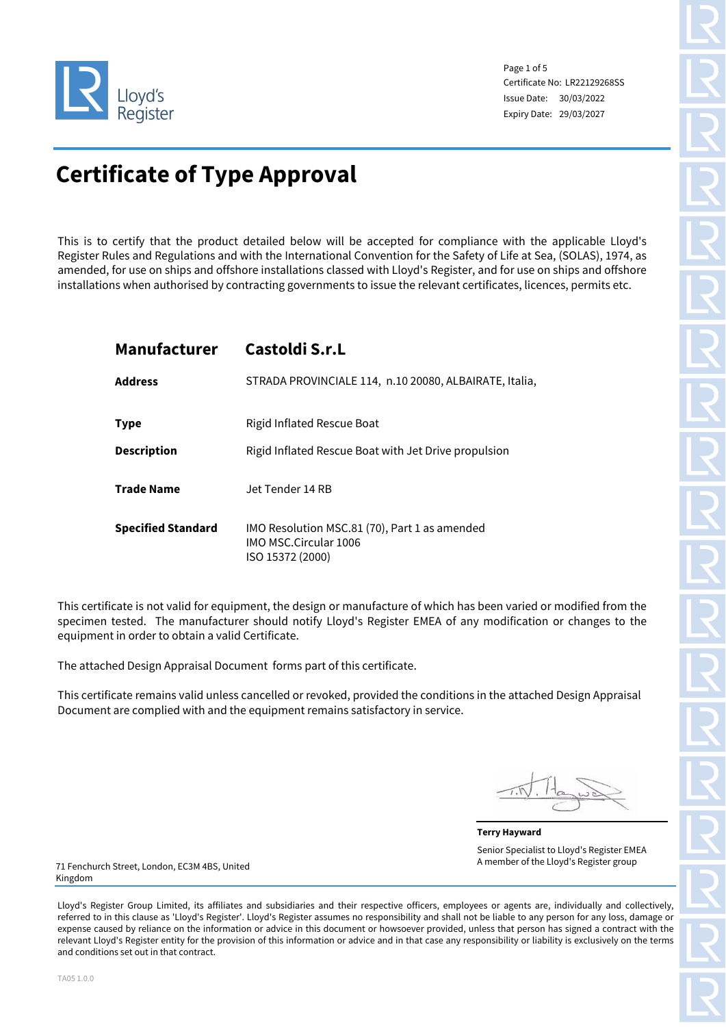Lloyd's Register

Certificate No: LR22129268SS
Issue Date: 30/03/2022
Expiry Date: 29/03/2027

# Certificate of Type Approval

This is to certify that the product detailed below will be accepted for compliance with the applicable Lloyd's Register Rules and Regulations and with the International Convention for the Safety of Life at Sea, (SOLAS), 1974, as amended, for use on ships and offshore installations classed with Lloyd's Register, and for use on ships and offshore installations when authorised by contracting governments to issue the relevant certificates, licences, permits etc.

| | |
|---|---|
| **Manufacturer** | **Castoldi S.r.L** |
| **Address** | STRADA PROVINCIALE 114, n.10 20080, ALBAIRATE, Italia, |
| **Type** | Rigid Inflated Rescue Boat |
| **Description** | Rigid Inflated Rescue Boat with Jet Drive propulsion |
| **Trade Name** | Jet Tender 14 RB |
| **Specified Standard** | IMO Resolution MSC.81 (70), Part 1 as amended<br>IMO MSC.Circular 1006<br>ISO 15372 (2000) |

This certificate is not valid for equipment, the design or manufacture of which has been varied or modified from the specimen tested. The manufacturer should notify Lloyd's Register EMEA of any modification or changes to the equipment in order to obtain a valid Certificate.

The attached Design Appraisal Document forms part of this certificate.

This certificate remains valid unless cancelled or revoked, provided the conditions in the attached Design Appraisal Document are complied with and the equipment remains satisfactory in service.

**Terry Hayward**
Senior Specialist to Lloyd's Register EMEA
A member of the Lloyd's Register group

71 Fenchurch Street, London, EC3M 4BS, United Kingdom

Lloyd's Register Group Limited, its affiliates and subsidiaries and their respective officers, employees or agents are, individually and collectively, referred to in this clause as 'Lloyd's Register'. Lloyd's Register assumes no responsibility and shall not be liable to any person for any loss, damage or expense caused by reliance on the information or advice in this document or howsoever provided, unless that person has signed a contract with the relevant Lloyd's Register entity for the provision of this information or advice and in that case any responsibility or liability is exclusively on the terms and conditions set out in that contract.

TA05 1.0.0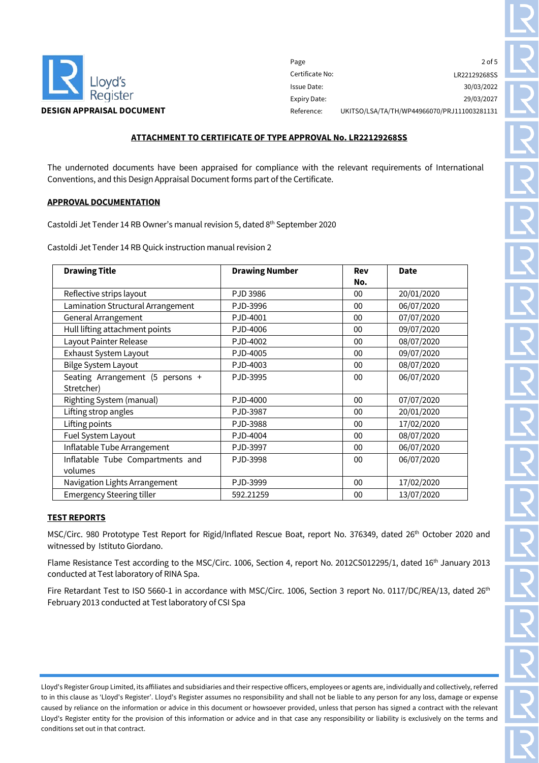**DESIGN APPRAISAL DOCUMENT**

| | |
|---|---|
| Page | 2 of 5 |
| Certificate No: | LR22129268SS |
| Issue Date: | 30/03/2022 |
| Expiry Date: | 29/03/2027 |
| Reference: | UKITSO/LSA/TA/TH/WP44966070/PRJ111003281131 |

## ATTACHMENT TO CERTIFICATE OF TYPE APPROVAL No. LR22129268SS

The undernoted documents have been appraised for compliance with the relevant requirements of International Conventions, and this Design Appraisal Document forms part of the Certificate.

### APPROVAL DOCUMENTATION

Castoldi Jet Tender 14 RB Owner's manual revision 5, dated 8th September 2020

Castoldi Jet Tender 14 RB Quick instruction manual revision 2

| Drawing Title | Drawing Number | Rev No. | Date |
|---|---|---|---|
| Reflective strips layout | PJD 3986 | 00 | 20/01/2020 |
| Lamination Structural Arrangement | PJD-3996 | 00 | 06/07/2020 |
| General Arrangement | PJD-4001 | 00 | 07/07/2020 |
| Hull lifting attachment points | PJD-4006 | 00 | 09/07/2020 |
| Layout Painter Release | PJD-4002 | 00 | 08/07/2020 |
| Exhaust System Layout | PJD-4005 | 00 | 09/07/2020 |
| Bilge System Layout | PJD-4003 | 00 | 08/07/2020 |
| Seating Arrangement (5 persons + Stretcher) | PJD-3995 | 00 | 06/07/2020 |
| Righting System (manual) | PJD-4000 | 00 | 07/07/2020 |
| Lifting strop angles | PJD-3987 | 00 | 20/01/2020 |
| Lifting points | PJD-3988 | 00 | 17/02/2020 |
| Fuel System Layout | PJD-4004 | 00 | 08/07/2020 |
| Inflatable Tube Arrangement | PJD-3997 | 00 | 06/07/2020 |
| Inflatable Tube Compartments and volumes | PJD-3998 | 00 | 06/07/2020 |
| Navigation Lights Arrangement | PJD-3999 | 00 | 17/02/2020 |
| Emergency Steering tiller | 592.21259 | 00 | 13/07/2020 |

### TEST REPORTS

MSC/Circ. 980 Prototype Test Report for Rigid/Inflated Rescue Boat, report No. 376349, dated 26th October 2020 and witnessed by Istituto Giordano.

Flame Resistance Test according to the MSC/Circ. 1006, Section 4, report No. 2012CS012295/1, dated 16th January 2013 conducted at Test laboratory of RINA Spa.

Fire Retardant Test to ISO 5660-1 in accordance with MSC/Circ. 1006, Section 3 report No. 0117/DC/REA/13, dated 26th February 2013 conducted at Test laboratory of CSI Spa

Lloyd's Register Group Limited, its affiliates and subsidiaries and their respective officers, employees or agents are, individually and collectively, referred to in this clause as 'Lloyd's Register'. Lloyd's Register assumes no responsibility and shall not be liable to any person for any loss, damage or expense caused by reliance on the information or advice in this document or howsoever provided, unless that person has signed a contract with the relevant Lloyd's Register entity for the provision of this information or advice and in that case any responsibility or liability is exclusively on the terms and conditions set out in that contract.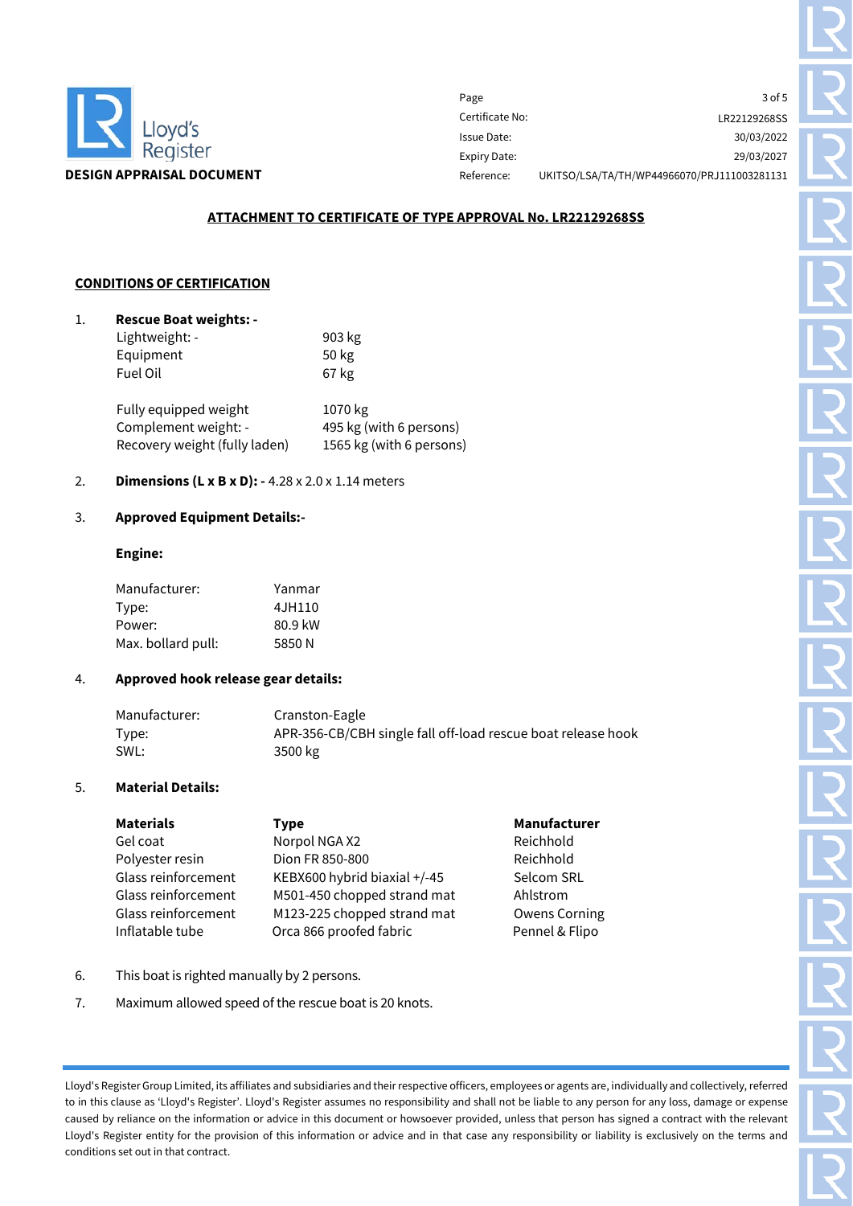**DESIGN APPRAISAL DOCUMENT**

| | |
|---|---|
| Certificate No: | LR22129268SS |
| Issue Date: | 30/03/2022 |
| Expiry Date: | 29/03/2027 |
| Reference: | UKITSO/LSA/TA/TH/WP44966070/PRJ111003281131 |

## ATTACHMENT TO CERTIFICATE OF TYPE APPROVAL No. LR22129268SS

### CONDITIONS OF CERTIFICATION

1. **Rescue Boat weights: -**

| | |
|---|---|
| Lightweight: - | 903 kg |
| Equipment | 50 kg |
| Fuel Oil | 67 kg |
| Fully equipped weight | 1070 kg |
| Complement weight: - | 495 kg (with 6 persons) |
| Recovery weight (fully laden) | 1565 kg (with 6 persons) |

2. **Dimensions (L x B x D): -** 4.28 x 2.0 x 1.14 meters

3. **Approved Equipment Details:-**

   **Engine:**

| | |
|---|---|
| Manufacturer: | Yanmar |
| Type: | 4JH110 |
| Power: | 80.9 kW |
| Max. bollard pull: | 5850 N |

4. **Approved hook release gear details:**

| | |
|---|---|
| Manufacturer: | Cranston-Eagle |
| Type: | APR-356-CB/CBH single fall off-load rescue boat release hook |
| SWL: | 3500 kg |

5. **Material Details:**

| Materials | Type | Manufacturer |
|---|---|---|
| Gel coat | Norpol NGA X2 | Reichhold |
| Polyester resin | Dion FR 850-800 | Reichhold |
| Glass reinforcement | KEBX600 hybrid biaxial +/-45 | Selcom SRL |
| Glass reinforcement | M501-450 chopped strand mat | Ahlstrom |
| Glass reinforcement | M123-225 chopped strand mat | Owens Corning |
| Inflatable tube | Orca 866 proofed fabric | Pennel & Flipo |

6. This boat is righted manually by 2 persons.

7. Maximum allowed speed of the rescue boat is 20 knots.

Lloyd's Register Group Limited, its affiliates and subsidiaries and their respective officers, employees or agents are, individually and collectively, referred to in this clause as 'Lloyd's Register'. Lloyd's Register assumes no responsibility and shall not be liable to any person for any loss, damage or expense caused by reliance on the information or advice in this document or howsoever provided, unless that person has signed a contract with the relevant Lloyd's Register entity for the provision of this information or advice and in that case any responsibility or liability is exclusively on the terms and conditions set out in that contract.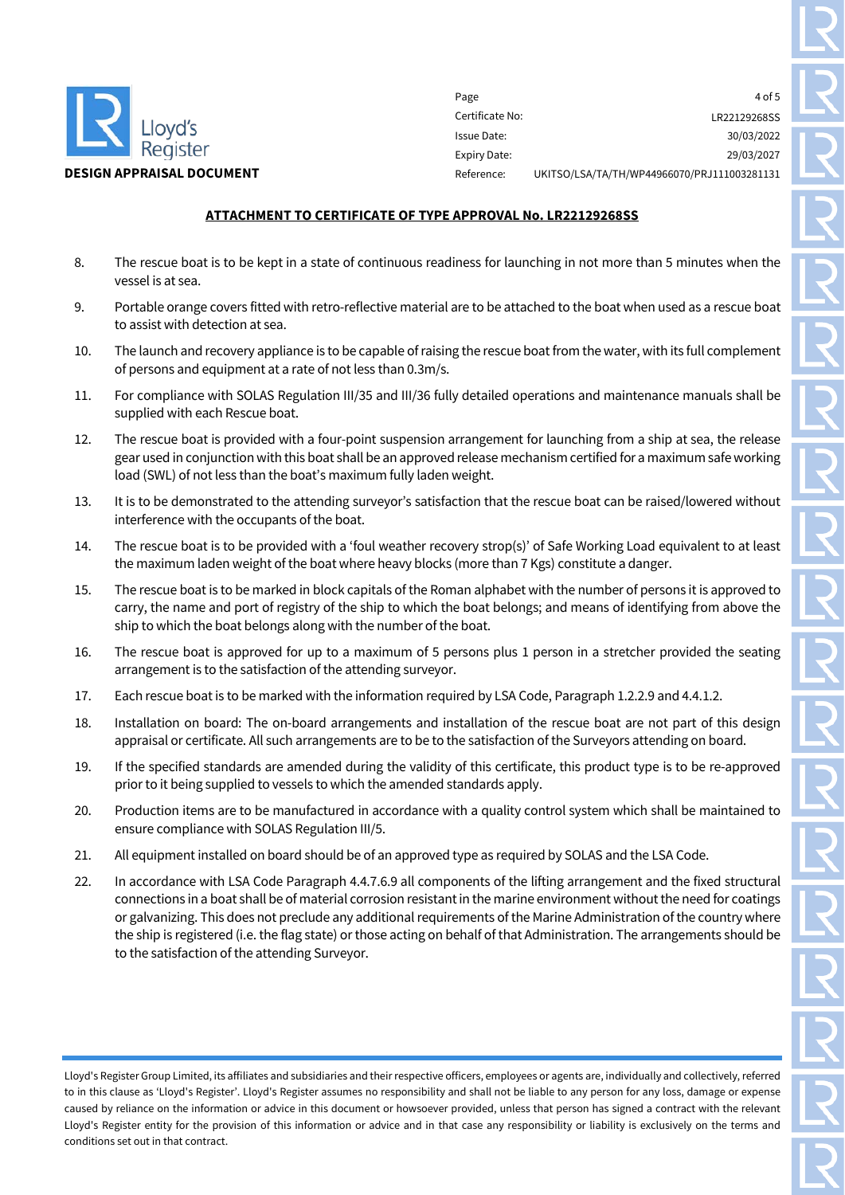## ATTACHMENT TO CERTIFICATE OF TYPE APPROVAL No. LR22129268SS

8. The rescue boat is to be kept in a state of continuous readiness for launching in not more than 5 minutes when the vessel is at sea.
9. Portable orange covers fitted with retro-reflective material are to be attached to the boat when used as a rescue boat to assist with detection at sea.
10. The launch and recovery appliance is to be capable of raising the rescue boat from the water, with its full complement of persons and equipment at a rate of not less than 0.3m/s.
11. For compliance with SOLAS Regulation III/35 and III/36 fully detailed operations and maintenance manuals shall be supplied with each Rescue boat.
12. The rescue boat is provided with a four-point suspension arrangement for launching from a ship at sea, the release gear used in conjunction with this boat shall be an approved release mechanism certified for a maximum safe working load (SWL) of not less than the boat's maximum fully laden weight.
13. It is to be demonstrated to the attending surveyor's satisfaction that the rescue boat can be raised/lowered without interference with the occupants of the boat.
14. The rescue boat is to be provided with a 'foul weather recovery strop(s)' of Safe Working Load equivalent to at least the maximum laden weight of the boat where heavy blocks (more than 7 Kgs) constitute a danger.
15. The rescue boat is to be marked in block capitals of the Roman alphabet with the number of persons it is approved to carry, the name and port of registry of the ship to which the boat belongs; and means of identifying from above the ship to which the boat belongs along with the number of the boat.
16. The rescue boat is approved for up to a maximum of 5 persons plus 1 person in a stretcher provided the seating arrangement is to the satisfaction of the attending surveyor.
17. Each rescue boat is to be marked with the information required by LSA Code, Paragraph 1.2.2.9 and 4.4.1.2.
18. Installation on board: The on-board arrangements and installation of the rescue boat are not part of this design appraisal or certificate. All such arrangements are to be to the satisfaction of the Surveyors attending on board.
19. If the specified standards are amended during the validity of this certificate, this product type is to be re-approved prior to it being supplied to vessels to which the amended standards apply.
20. Production items are to be manufactured in accordance with a quality control system which shall be maintained to ensure compliance with SOLAS Regulation III/5.
21. All equipment installed on board should be of an approved type as required by SOLAS and the LSA Code.
22. In accordance with LSA Code Paragraph 4.4.7.6.9 all components of the lifting arrangement and the fixed structural connections in a boat shall be of material corrosion resistant in the marine environment without the need for coatings or galvanizing. This does not preclude any additional requirements of the Marine Administration of the country where the ship is registered (i.e. the flag state) or those acting on behalf of that Administration. The arrangements should be to the satisfaction of the attending Surveyor.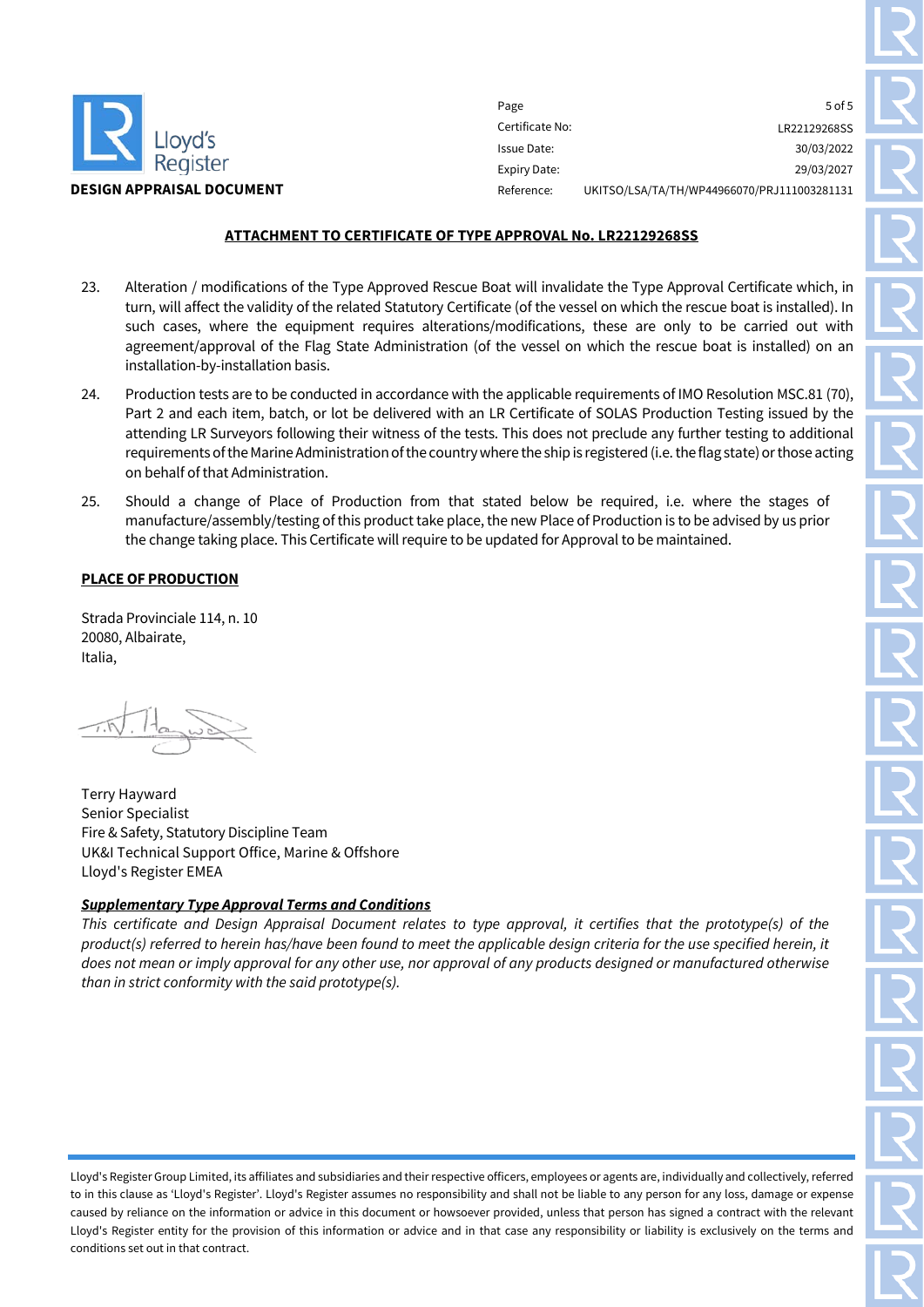**DESIGN APPRAISAL DESIGN DOCUMENT**

| | |
|---|---|
| Certificate No: | LR22129268SS |
| Issue Date: | 30/03/2022 |
| Expiry Date: | 29/03/2027 |
| Reference: | UKITSO/LSA/TA/TH/WP44966070/PRJ111003281131 |

## ATTACHMENT TO CERTIFICATE OF TYPE APPROVAL No. LR22129268SS

23. Alteration / modifications of the Type Approved Rescue Boat will invalidate the Type Approval Certificate which, in turn, will affect the validity of the related Statutory Certificate (of the vessel on which the rescue boat is installed). In such cases, where the equipment requires alterations/modifications, these are only to be carried out with agreement/approval of the Flag State Administration (of the vessel on which the rescue boat is installed) on an installation-by-installation basis.

24. Production tests are to be conducted in accordance with the applicable requirements of IMO Resolution MSC.81 (70), Part 2 and each item, batch, or lot be delivered with an LR Certificate of SOLAS Production Testing issued by the attending LR Surveyors following their witness of the tests. This does not preclude any further testing to additional requirements of the Marine Administration of the country where the ship is registered (i.e. the flag state) or those acting on behalf of that Administration.

25. Should a change of Place of Production from that stated below be required, i.e. where the stages of manufacture/assembly/testing of this product take place, the new Place of Production is to be advised by us prior the change taking place. This Certificate will require to be updated for Approval to be maintained.

**PLACE OF PRODUCTION**

Strada Provinciale 114, n. 10
20080, Albairate,
Italia,

Terry Hayward
Senior Specialist
Fire & Safety, Statutory Discipline Team
UK&I Technical Support Office, Marine & Offshore
Lloyd's Register EMEA

***Supplementary Type Approval Terms and Conditions***

*This certificate and Design Appraisal Document relates to type approval, it certifies that the prototype(s) of the product(s) referred to herein has/have been found to meet the applicable design criteria for the use specified herein, it does not mean or imply approval for any other use, nor approval of any products designed or manufactured otherwise than in strict conformity with the said prototype(s).*

Lloyd's Register Group Limited, its affiliates and subsidiaries and their respective officers, employees or agents are, individually and collectively, referred to in this clause as 'Lloyd's Register'. Lloyd's Register assumes no responsibility and shall not be liable to any person for any loss, damage or expense caused by reliance on the information or advice in this document or howsoever provided, unless that person has signed a contract with the relevant Lloyd's Register entity for the provision of this information or advice and in that case any responsibility or liability is exclusively on the terms and conditions set out in that contract.